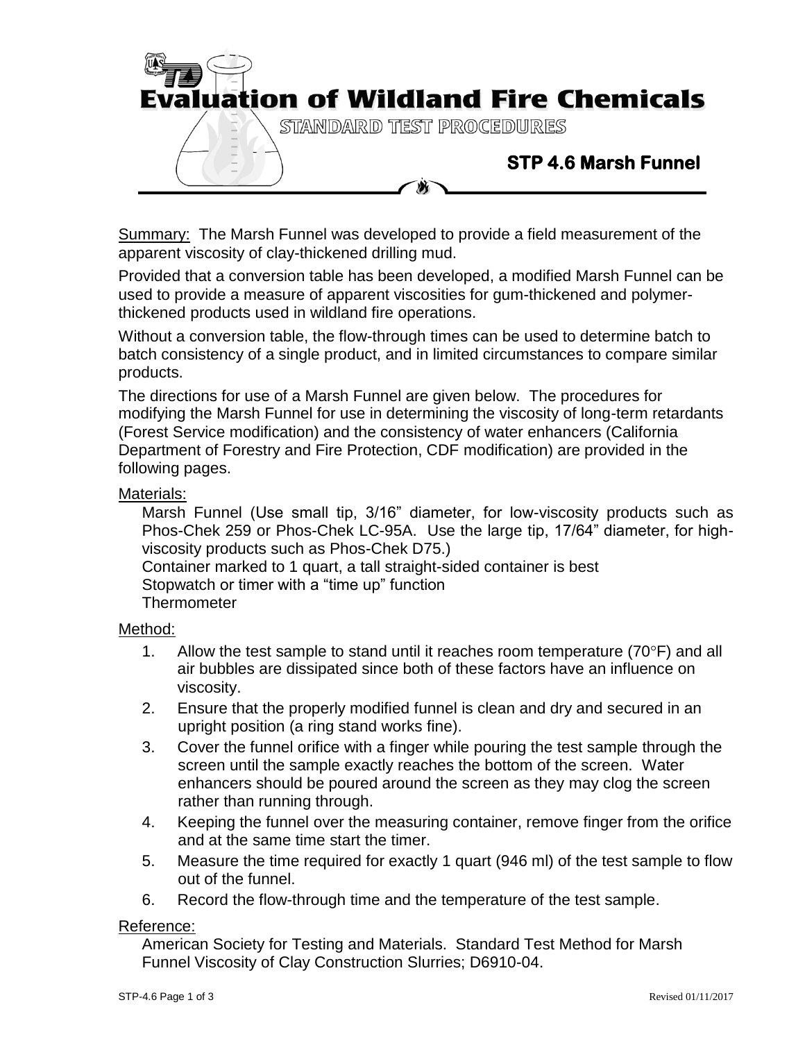# Evaluation of Wildland Fire Chemicals

STANDARD TEST PROCEDURES

## STP 4.6 Marsh Funnel

Summary: The Marsh Funnel was developed to provide a field measurement of the apparent viscosity of clay-thickened drilling mud.

Provided that a conversion table has been developed, a modified Marsh Funnel can be used to provide a measure of apparent viscosities for gum-thickened and polymer-thickened products used in wildland fire operations.

Without a conversion table, the flow-through times can be used to determine batch to batch consistency of a single product, and in limited circumstances to compare similar products.

The directions for use of a Marsh Funnel are given below. The procedures for modifying the Marsh Funnel for use in determining the viscosity of long-term retardants (Forest Service modification) and the consistency of water enhancers (California Department of Forestry and Fire Protection, CDF modification) are provided in the following pages.

Materials:

Marsh Funnel (Use small tip, 3/16" diameter, for low-viscosity products such as Phos-Chek 259 or Phos-Chek LC-95A. Use the large tip, 17/64" diameter, for high-viscosity products such as Phos-Chek D75.)
Container marked to 1 quart, a tall straight-sided container is best
Stopwatch or timer with a "time up" function
Thermometer

Method:

1. Allow the test sample to stand until it reaches room temperature (70°F) and all air bubbles are dissipated since both of these factors have an influence on viscosity.
2. Ensure that the properly modified funnel is clean and dry and secured in an upright position (a ring stand works fine).
3. Cover the funnel orifice with a finger while pouring the test sample through the screen until the sample exactly reaches the bottom of the screen. Water enhancers should be poured around the screen as they may clog the screen rather than running through.
4. Keeping the funnel over the measuring container, remove finger from the orifice and at the same time start the timer.
5. Measure the time required for exactly 1 quart (946 ml) of the test sample to flow out of the funnel.
6. Record the flow-through time and the temperature of the test sample.

Reference:

American Society for Testing and Materials. Standard Test Method for Marsh Funnel Viscosity of Clay Construction Slurries; D6910-04.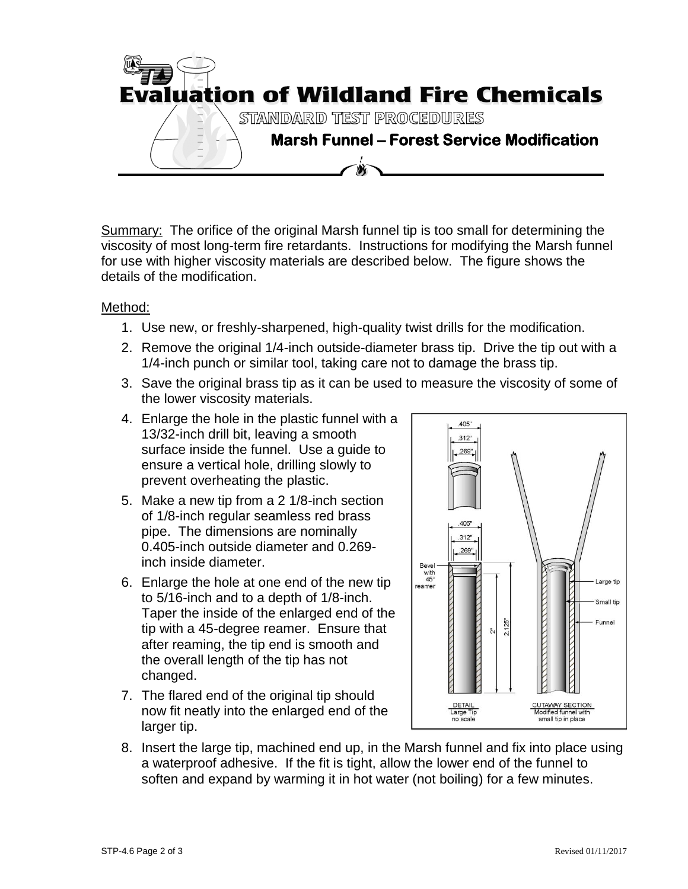# Evaluation of Wildland Fire Chemicals

## STANDARD TEST PROCEDURES

### Marsh Funnel – Forest Service Modification

Summary: The orifice of the original Marsh funnel tip is too small for determining the viscosity of most long-term fire retardants. Instructions for modifying the Marsh funnel for use with higher viscosity materials are described below. The figure shows the details of the modification.

Method:

1. Use new, or freshly-sharpened, high-quality twist drills for the modification.
2. Remove the original 1/4-inch outside-diameter brass tip. Drive the tip out with a 1/4-inch punch or similar tool, taking care not to damage the brass tip.
3. Save the original brass tip as it can be used to measure the viscosity of some of the lower viscosity materials.
4. Enlarge the hole in the plastic funnel with a 13/32-inch drill bit, leaving a smooth surface inside the funnel. Use a guide to ensure a vertical hole, drilling slowly to prevent overheating the plastic.
5. Make a new tip from a 2 1/8-inch section of 1/8-inch regular seamless red brass pipe. The dimensions are nominally 0.405-inch outside diameter and 0.269-inch inside diameter.
6. Enlarge the hole at one end of the new tip to 5/16-inch and to a depth of 1/8-inch. Taper the inside of the enlarged end of the tip with a 45-degree reamer. Ensure that after reaming, the tip end is smooth and the overall length of the tip has not changed.
7. The flared end of the original tip should now fit neatly into the enlarged end of the larger tip.
8. Insert the large tip, machined end up, in the Marsh funnel and fix into place using a waterproof adhesive. If the fit is tight, allow the lower end of the funnel to soften and expand by warming it in hot water (not boiling) for a few minutes.

DETAIL Large Tip no scale — CUTAWAY SECTION Modified funnel with small tip in place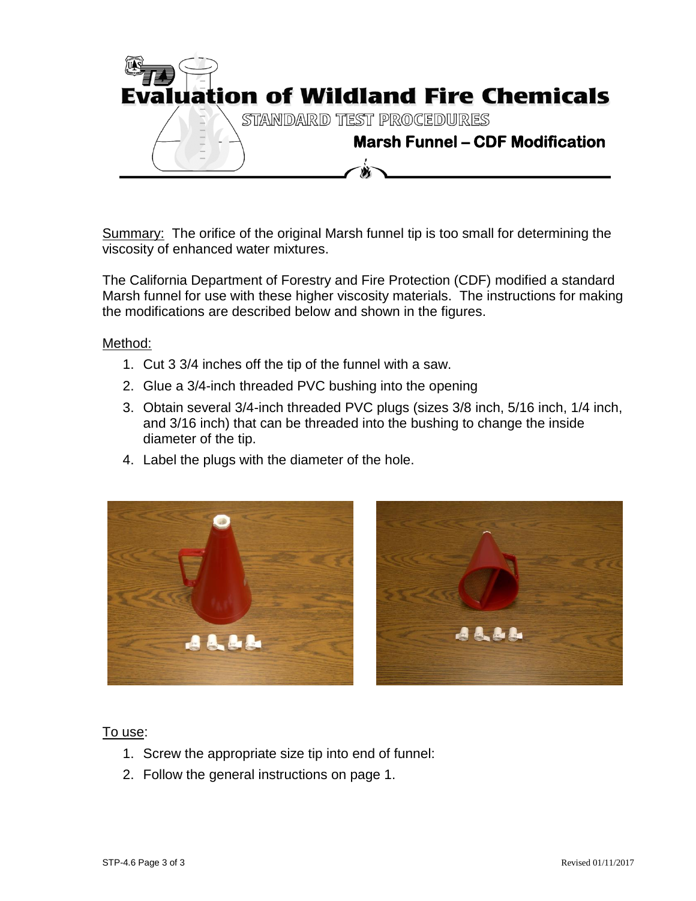# Evaluation of Wildland Fire Chemicals

STANDARD TEST PROCEDURES

## Marsh Funnel – CDF Modification

Summary: The orifice of the original Marsh funnel tip is too small for determining the viscosity of enhanced water mixtures.

The California Department of Forestry and Fire Protection (CDF) modified a standard Marsh funnel for use with these higher viscosity materials. The instructions for making the modifications are described below and shown in the figures.

Method:

1. Cut 3 3/4 inches off the tip of the funnel with a saw.
2. Glue a 3/4-inch threaded PVC bushing into the opening
3. Obtain several 3/4-inch threaded PVC plugs (sizes 3/8 inch, 5/16 inch, 1/4 inch, and 3/16 inch) that can be threaded into the bushing to change the inside diameter of the tip.
4. Label the plugs with the diameter of the hole.

To use:

1. Screw the appropriate size tip into end of funnel:
2. Follow the general instructions on page 1.